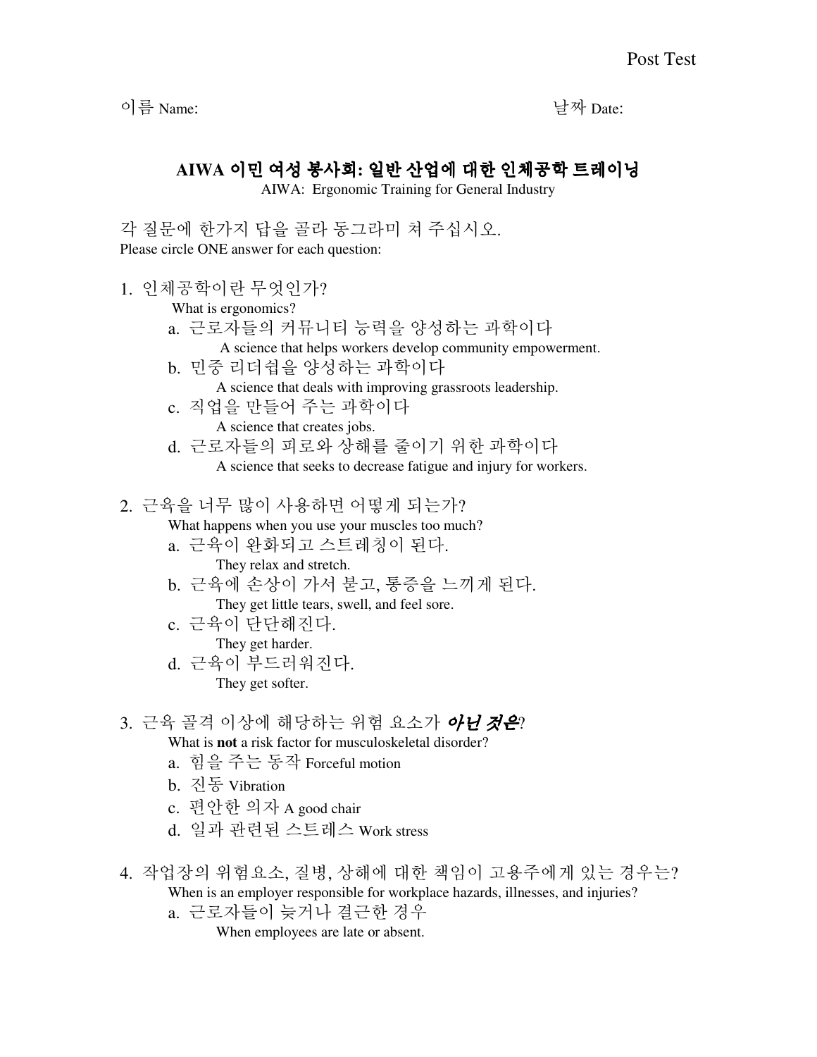Post Test

이름 Name: 날짜 Date:

## AIWA 이민 여성 봉사회: 일반 산업에 대한 인체공학 트레이닝

AIWA: Ergonomic Training for General Industry

각 질문에 한가지 답을 골라 동그라미 쳐 주십시오.
Please circle ONE answer for each question:

1. 인체공학이란 무엇인가?
   What is ergonomics?
   a. 근로자들의 커뮤니티 능력을 양성하는 과학이다
      A science that helps workers develop community empowerment.
   b. 민중 리더쉽을 양성하는 과학이다
      A science that deals with improving grassroots leadership.
   c. 직업을 만들어 주는 과학이다
      A science that creates jobs.
   d. 근로자들의 피로와 상해를 줄이기 위한 과학이다
      A science that seeks to decrease fatigue and injury for workers.

2. 근육을 너무 많이 사용하면 어떻게 되는가?
   What happens when you use your muscles too much?
   a. 근육이 완화되고 스트레칭이 된다.
      They relax and stretch.
   b. 근육에 손상이 가서 붇고, 통증을 느끼게 된다.
      They get little tears, swell, and feel sore.
   c. 근육이 단단해진다.
      They get harder.
   d. 근육이 부드러워진다.
      They get softer.

3. 근육 골격 이상에 해당하는 위험 요소가 ***아닌 것은***?
   What is **not** a risk factor for musculoskeletal disorder?
   a. 힘을 주는 동작 Forceful motion
   b. 진동 Vibration
   c. 편안한 의자 A good chair
   d. 일과 관련된 스트레스 Work stress

4. 작업장의 위험요소, 질병, 상해에 대한 책임이 고용주에게 있는 경우는?
   When is an employer responsible for workplace hazards, illnesses, and injuries?
   a. 근로자들이 늦거나 결근한 경우
      When employees are late or absent.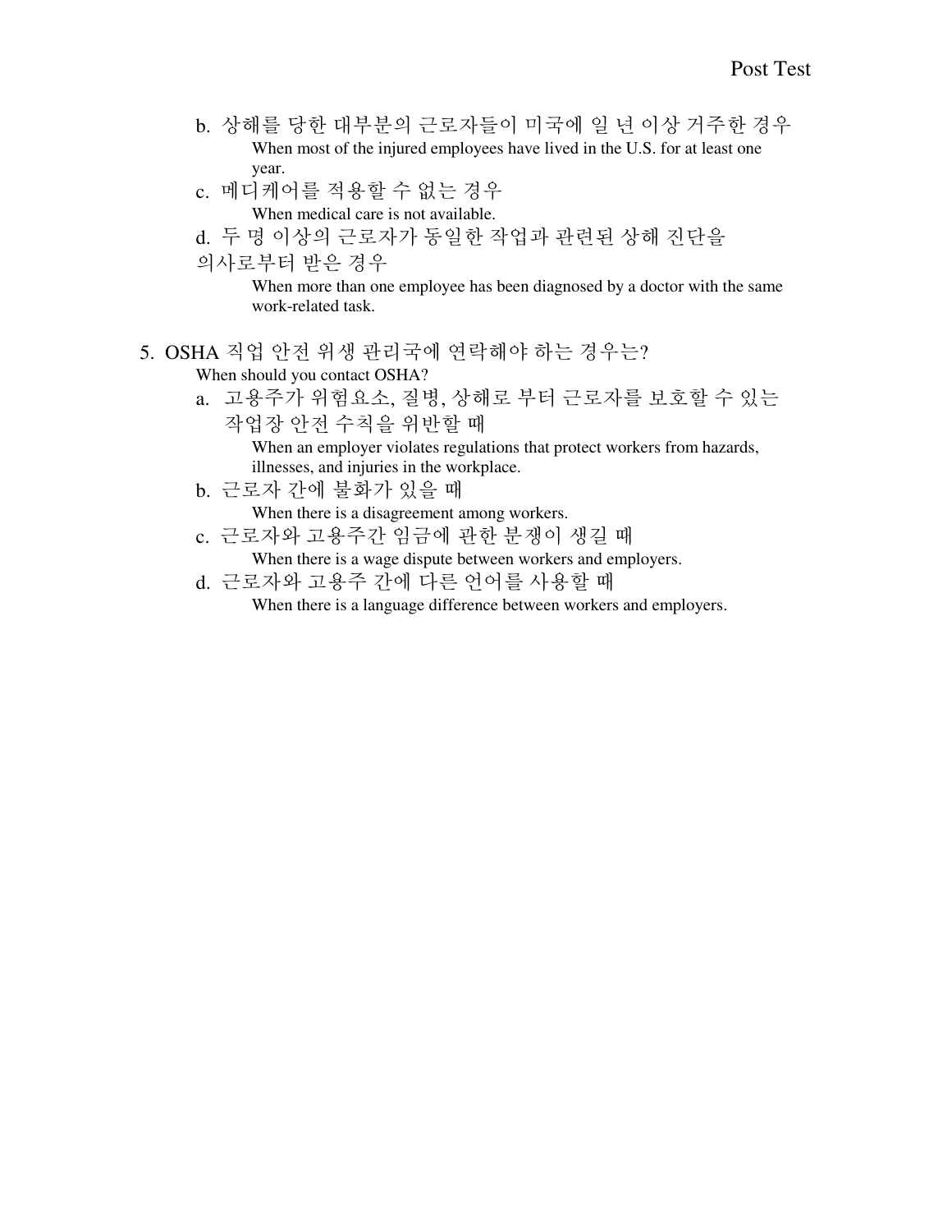b. 상해를 당한 대부분의 근로자들이 미국에 일 년 이상 거주한 경우
   When most of the injured employees have lived in the U.S. for at least one year.
c. 메디케어를 적용할 수 없는 경우
   When medical care is not available.
d. 두 명 이상의 근로자가 동일한 작업과 관련된 상해 진단을 의사로부터 받은 경우
   When more than one employee has been diagnosed by a doctor with the same work-related task.

5. OSHA 직업 안전 위생 관리국에 연락해야 하는 경우는?
   When should you contact OSHA?
   a. 고용주가 위험요소, 질병, 상해로 부터 근로자를 보호할 수 있는 작업장 안전 수칙을 위반할 때
      When an employer violates regulations that protect workers from hazards, illnesses, and injuries in the workplace.
   b. 근로자 간에 불화가 있을 때
      When there is a disagreement among workers.
   c. 근로자와 고용주간 임금에 관한 분쟁이 생길 때
      When there is a wage dispute between workers and employers.
   d. 근로자와 고용주 간에 다른 언어를 사용할 때
      When there is a language difference between workers and employers.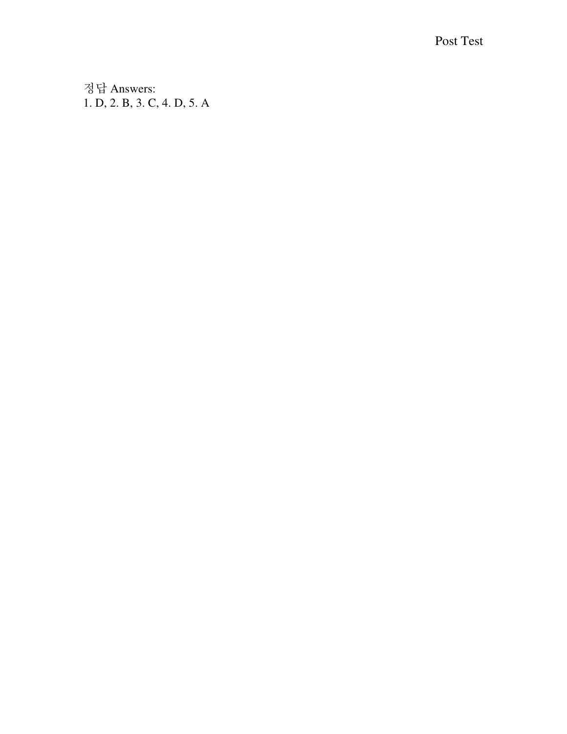정답 Answers:
1. D, 2. B, 3. C, 4. D, 5. A